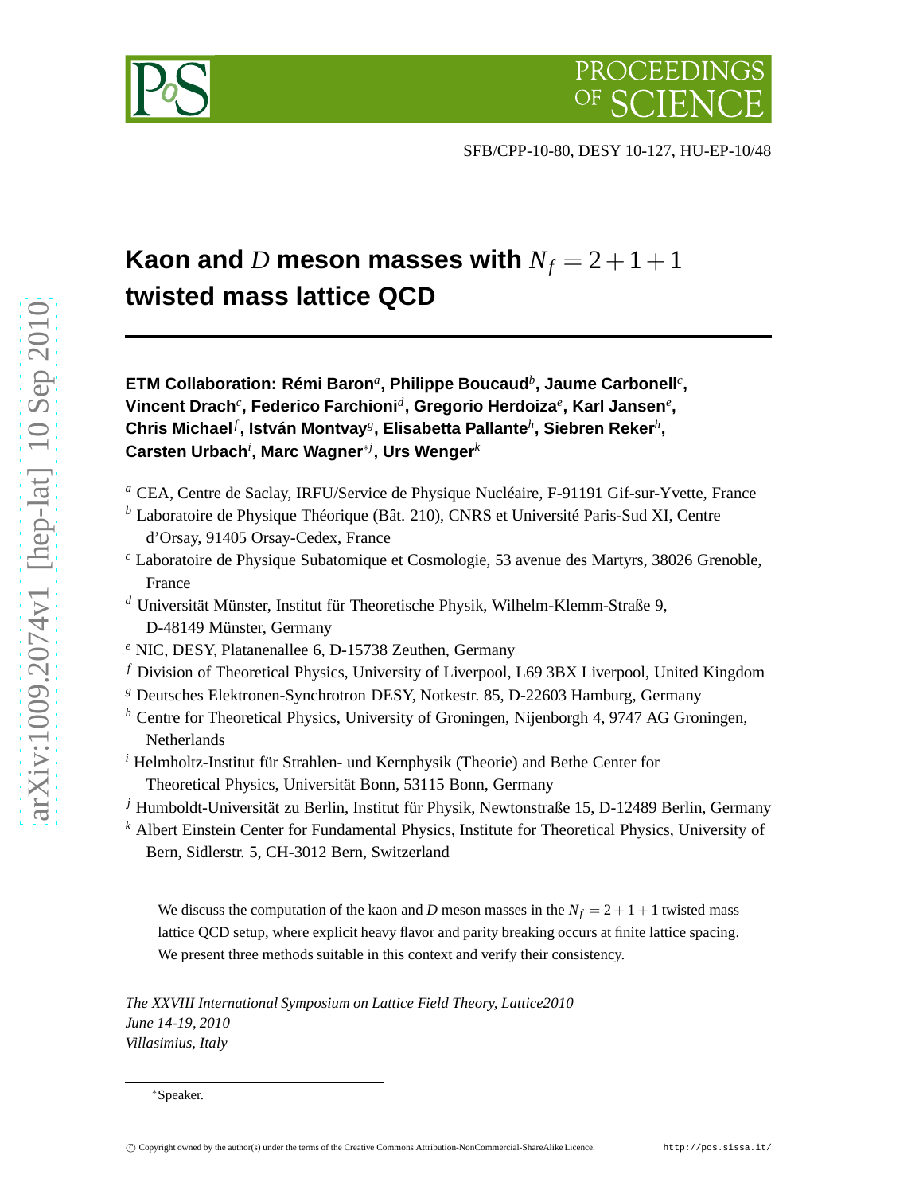SFB/CPP-10-80, DESY 10-127, HU-EP-10/48

# Kaon and $D$ meson masses with $N_f = 2+1+1$ twisted mass lattice QCD

**ETM Collaboration: Rémi Baron[a], Philippe Boucaud[b], Jaume Carbonell[c], Vincent Drach[c], Federico Farchioni[d], Gregorio Herdoiza[e], Karl Jansen[e], Chris Michael[f], István Montvay[g], Elisabetta Pallante[h], Siebren Reker[h], Carsten Urbach[i], Marc Wagner[*j], Urs Wenger[k]**

[a] CEA, Centre de Saclay, IRFU/Service de Physique Nucléaire, F-91191 Gif-sur-Yvette, France

[b] Laboratoire de Physique Théorique (Bât. 210), CNRS et Université Paris-Sud XI, Centre d'Orsay, 91405 Orsay-Cedex, France

[c] Laboratoire de Physique Subatomique et Cosmologie, 53 avenue des Martyrs, 38026 Grenoble, France

[d] Universität Münster, Institut für Theoretische Physik, Wilhelm-Klemm-Straße 9, D-48149 Münster, Germany

[e] NIC, DESY, Platanenallee 6, D-15738 Zeuthen, Germany

[f] Division of Theoretical Physics, University of Liverpool, L69 3BX Liverpool, United Kingdom

[g] Deutsches Elektronen-Synchrotron DESY, Notkestr. 85, D-22603 Hamburg, Germany

[h] Centre for Theoretical Physics, University of Groningen, Nijenborgh 4, 9747 AG Groningen, Netherlands

[i] Helmholtz-Institut für Strahlen- und Kernphysik (Theorie) and Bethe Center for Theoretical Physics, Universität Bonn, 53115 Bonn, Germany

[j] Humboldt-Universität zu Berlin, Institut für Physik, Newtonstraße 15, D-12489 Berlin, Germany

[k] Albert Einstein Center for Fundamental Physics, Institute for Theoretical Physics, University of Bern, Sidlerstr. 5, CH-3012 Bern, Switzerland

We discuss the computation of the kaon and $D$ meson masses in the $N_f = 2+1+1$ twisted mass lattice QCD setup, where explicit heavy flavor and parity breaking occurs at finite lattice spacing. We present three methods suitable in this context and verify their consistency.

*The XXVIII International Symposium on Lattice Field Theory, Lattice2010*
*June 14-19, 2010*
*Villasimius, Italy*

[*] Speaker.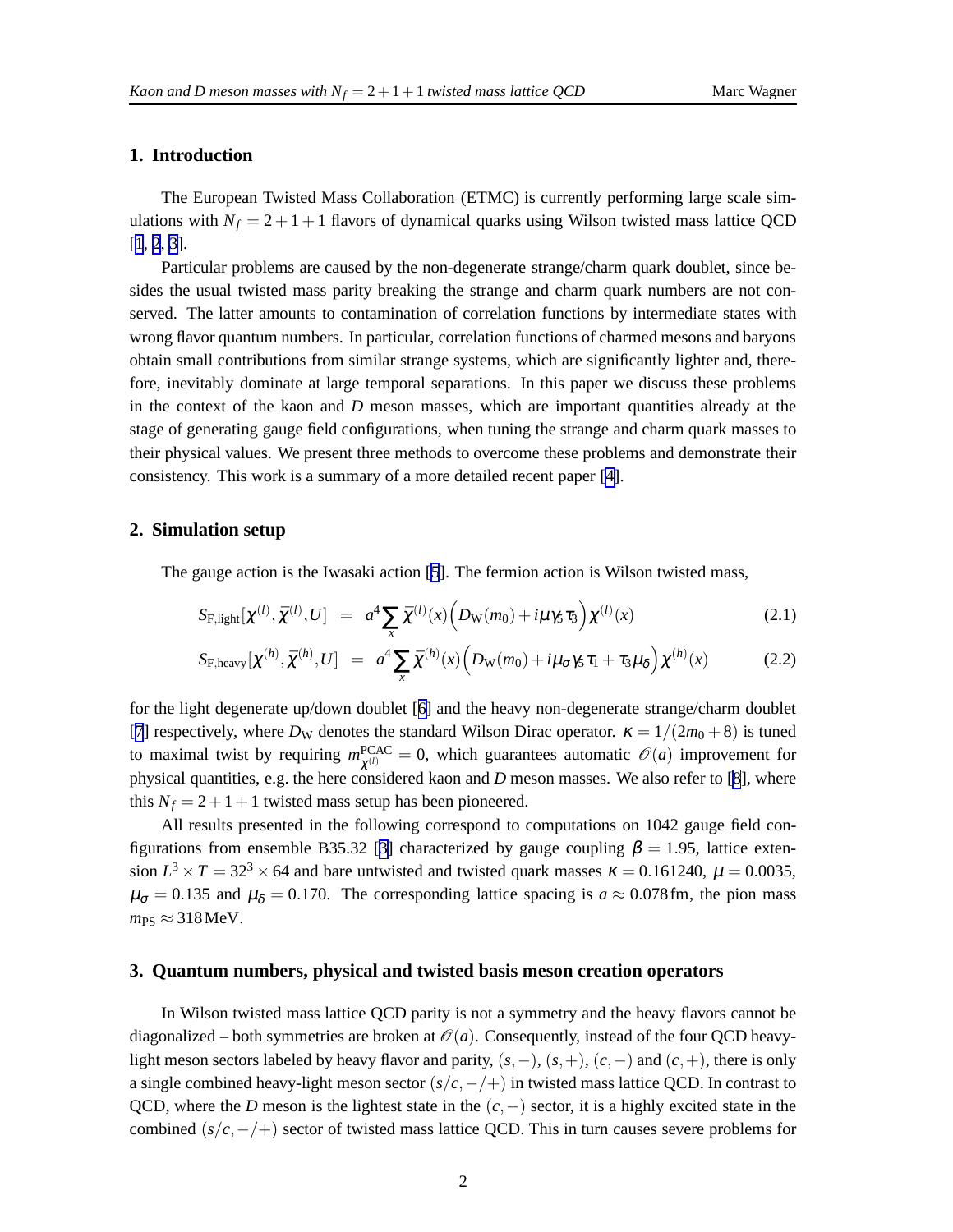## 1. Introduction

The European Twisted Mass Collaboration (ETMC) is currently performing large scale simulations with $N_f = 2+1+1$ flavors of dynamical quarks using Wilson twisted mass lattice QCD [1, 2, 3].

Particular problems are caused by the non-degenerate strange/charm quark doublet, since besides the usual twisted mass parity breaking the strange and charm quark numbers are not conserved. The latter amounts to contamination of correlation functions by intermediate states with wrong flavor quantum numbers. In particular, correlation functions of charmed mesons and baryons obtain small contributions from similar strange systems, which are significantly lighter and, therefore, inevitably dominate at large temporal separations. In this paper we discuss these problems in the context of the kaon and $D$ meson masses, which are important quantities already at the stage of generating gauge field configurations, when tuning the strange and charm quark masses to their physical values. We present three methods to overcome these problems and demonstrate their consistency. This work is a summary of a more detailed recent paper [4].

## 2. Simulation setup

The gauge action is the Iwasaki action [5]. The fermion action is Wilson twisted mass,

$$S_{\mathrm{F,light}}[\chi^{(l)},\bar{\chi}^{(l)},U] \;=\; a^4 \sum_x \bar{\chi}^{(l)}(x)\Big(D_{\mathrm{W}}(m_0) + i\mu\gamma_5\tau_3\Big)\chi^{(l)}(x) \tag{2.1}$$

$$S_{\mathrm{F,heavy}}[\chi^{(h)},\bar{\chi}^{(h)},U] \;=\; a^4 \sum_x \bar{\chi}^{(h)}(x)\Big(D_{\mathrm{W}}(m_0) + i\mu_\sigma\gamma_5\tau_1 + \tau_3\mu_\delta\Big)\chi^{(h)}(x) \tag{2.2}$$

for the light degenerate up/down doublet [6] and the heavy non-degenerate strange/charm doublet [7] respectively, where $D_{\mathrm{W}}$ denotes the standard Wilson Dirac operator. $\kappa = 1/(2m_0+8)$ is tuned to maximal twist by requiring $m^{\mathrm{PCAC}}_{\chi^{(l)}} = 0$, which guarantees automatic $\mathcal{O}(a)$ improvement for physical quantities, e.g. the here considered kaon and $D$ meson masses. We also refer to [8], where this $N_f = 2+1+1$ twisted mass setup has been pioneered.

All results presented in the following correspond to computations on 1042 gauge field configurations from ensemble B35.32 [3] characterized by gauge coupling $\beta = 1.95$, lattice extension $L^3 \times T = 32^3 \times 64$ and bare untwisted and twisted quark masses $\kappa = 0.161240$, $\mu = 0.0035$, $\mu_\sigma = 0.135$ and $\mu_\delta = 0.170$. The corresponding lattice spacing is $a \approx 0.078\,\mathrm{fm}$, the pion mass $m_{\mathrm{PS}} \approx 318\,\mathrm{MeV}$.

## 3. Quantum numbers, physical and twisted basis meson creation operators

In Wilson twisted mass lattice QCD parity is not a symmetry and the heavy flavors cannot be diagonalized – both symmetries are broken at $\mathcal{O}(a)$. Consequently, instead of the four QCD heavy-light meson sectors labeled by heavy flavor and parity, $(s,-)$, $(s,+)$, $(c,-)$ and $(c,+)$, there is only a single combined heavy-light meson sector $(s/c,-/+)$ in twisted mass lattice QCD. In contrast to QCD, where the $D$ meson is the lightest state in the $(c,-)$ sector, it is a highly excited state in the combined $(s/c,-/+)$ sector of twisted mass lattice QCD. This in turn causes severe problems for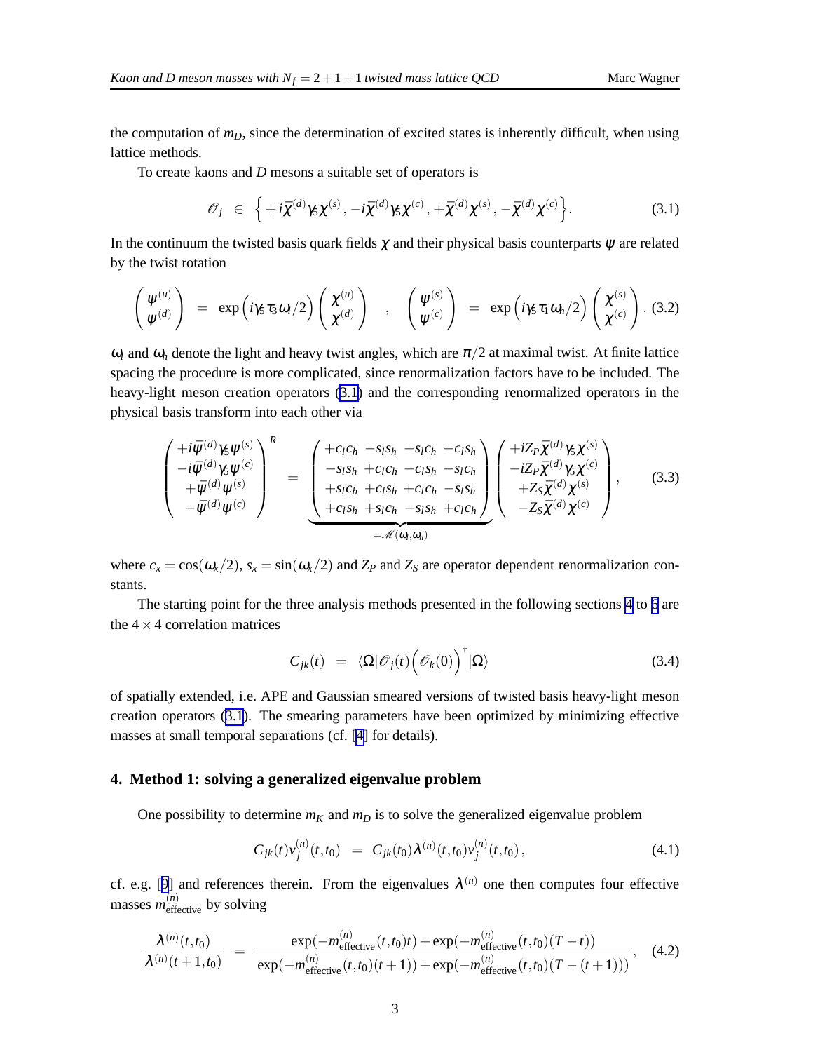the computation of $m_D$, since the determination of excited states is inherently difficult, when using lattice methods.

To create kaons and $D$ mesons a suitable set of operators is

$$\mathcal{O}_j \in \Big\{ +i\bar{\chi}^{(d)}\gamma_5\chi^{(s)}, -i\bar{\chi}^{(d)}\gamma_5\chi^{(c)}, +\bar{\chi}^{(d)}\chi^{(s)}, -\bar{\chi}^{(d)}\chi^{(c)} \Big\}. \tag{3.1}$$

In the continuum the twisted basis quark fields $\chi$ and their physical basis counterparts $\psi$ are related by the twist rotation

$$\begin{pmatrix} \psi^{(u)} \\ \psi^{(d)} \end{pmatrix} = \exp\Big(i\gamma_5\tau_3\omega_l/2\Big)\begin{pmatrix} \chi^{(u)} \\ \chi^{(d)} \end{pmatrix} \quad , \quad \begin{pmatrix} \psi^{(s)} \\ \psi^{(c)} \end{pmatrix} = \exp\Big(i\gamma_5\tau_1\omega_h/2\Big)\begin{pmatrix} \chi^{(s)} \\ \chi^{(c)} \end{pmatrix}. \tag{3.2}$$

$\omega_l$ and $\omega_h$ denote the light and heavy twist angles, which are $\pi/2$ at maximal twist. At finite lattice spacing the procedure is more complicated, since renormalization factors have to be included. The heavy-light meson creation operators (3.1) and the corresponding renormalized operators in the physical basis transform into each other via

$$\begin{pmatrix} +i\bar{\psi}^{(d)}\gamma_5\psi^{(s)} \\ -i\bar{\psi}^{(d)}\gamma_5\psi^{(c)} \\ +\bar{\psi}^{(d)}\psi^{(s)} \\ -\bar{\psi}^{(d)}\psi^{(c)} \end{pmatrix}^R = \underbrace{\begin{pmatrix} +c_l c_h & -s_l s_h & -s_l c_h & -c_l s_h \\ -s_l s_h & +c_l c_h & -c_l s_h & -s_l c_h \\ +s_l c_h & +c_l s_h & +c_l c_h & -s_l s_h \\ +c_l s_h & +s_l c_h & -s_l s_h & +c_l c_h \end{pmatrix}}_{=\mathcal{M}(\omega_l,\omega_h)} \begin{pmatrix} +iZ_P\bar{\chi}^{(d)}\gamma_5\chi^{(s)} \\ -iZ_P\bar{\chi}^{(d)}\gamma_5\chi^{(c)} \\ +Z_S\bar{\chi}^{(d)}\chi^{(s)} \\ -Z_S\bar{\chi}^{(d)}\chi^{(c)} \end{pmatrix}, \tag{3.3}$$

where $c_x = \cos(\omega_x/2)$, $s_x = \sin(\omega_x/2)$ and $Z_P$ and $Z_S$ are operator dependent renormalization constants.

The starting point for the three analysis methods presented in the following sections 4 to 6 are the $4 \times 4$ correlation matrices

$$C_{jk}(t) = \langle\Omega|\mathcal{O}_j(t)\Big(\mathcal{O}_k(0)\Big)^\dagger|\Omega\rangle \tag{3.4}$$

of spatially extended, i.e. APE and Gaussian smeared versions of twisted basis heavy-light meson creation operators (3.1). The smearing parameters have been optimized by minimizing effective masses at small temporal separations (cf. [4] for details).

## 4. Method 1: solving a generalized eigenvalue problem

One possibility to determine $m_K$ and $m_D$ is to solve the generalized eigenvalue problem

$$C_{jk}(t)v_j^{(n)}(t,t_0) = C_{jk}(t_0)\lambda^{(n)}(t,t_0)v_j^{(n)}(t,t_0), \tag{4.1}$$

cf. e.g. [9] and references therein. From the eigenvalues $\lambda^{(n)}$ one then computes four effective masses $m_{\textrm{effective}}^{(n)}$ by solving

$$\frac{\lambda^{(n)}(t,t_0)}{\lambda^{(n)}(t+1,t_0)} = \frac{\exp(-m_{\textrm{effective}}^{(n)}(t,t_0)t) + \exp(-m_{\textrm{effective}}^{(n)}(t,t_0)(T-t))}{\exp(-m_{\textrm{effective}}^{(n)}(t,t_0)(t+1)) + \exp(-m_{\textrm{effective}}^{(n)}(t,t_0)(T-(t+1)))}, \tag{4.2}$$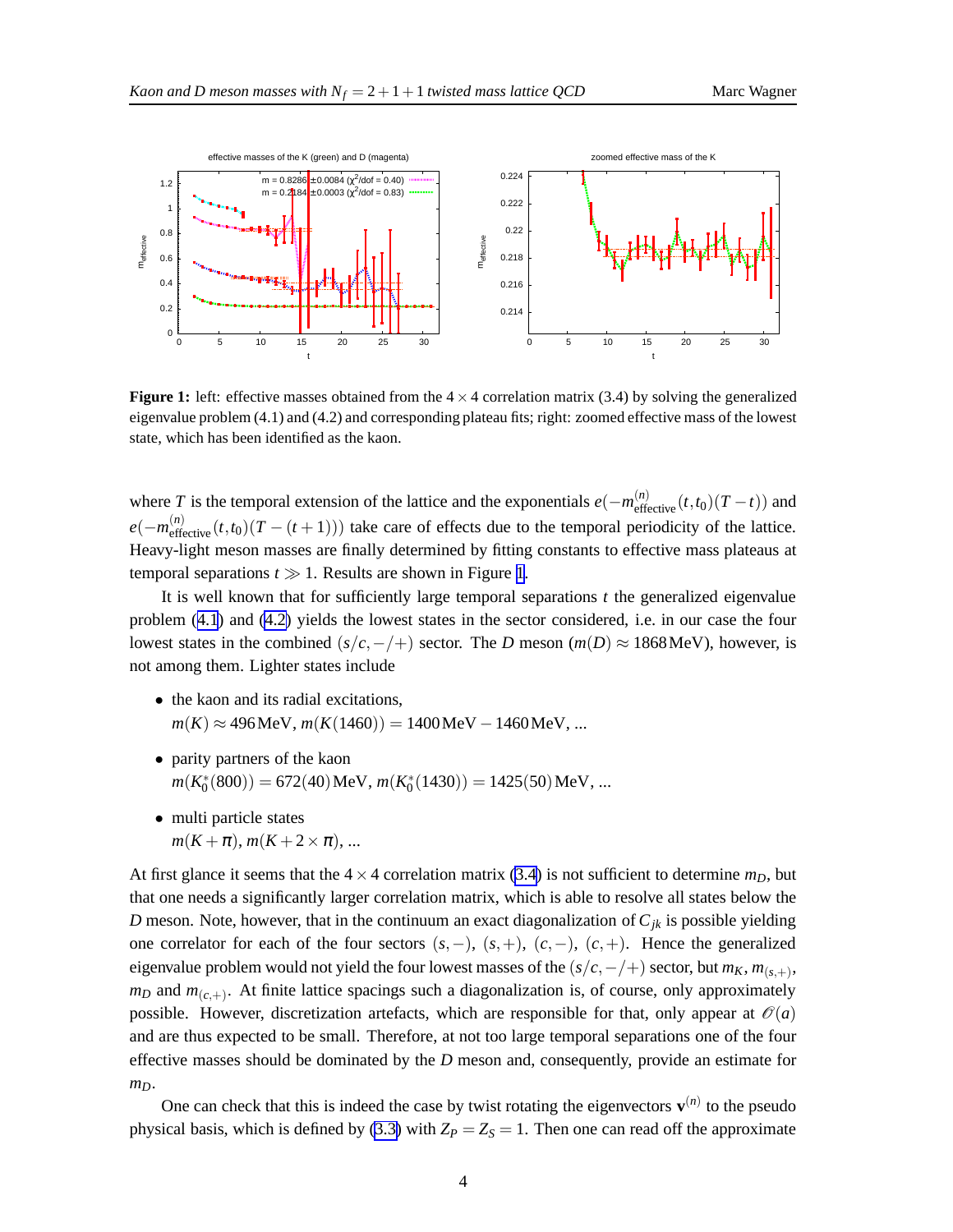**Figure 1:** left: effective masses obtained from the $4 \times 4$ correlation matrix (3.4) by solving the generalized eigenvalue problem (4.1) and (4.2) and corresponding plateau fits; right: zoomed effective mass of the lowest state, which has been identified as the kaon.

where $T$ is the temporal extension of the lattice and the exponentials $e(-m^{(n)}_{\text{effective}}(t,t_0)(T-t))$ and $e(-m^{(n)}_{\text{effective}}(t,t_0)(T-(t+1)))$ take care of effects due to the temporal periodicity of the lattice. Heavy-light meson masses are finally determined by fitting constants to effective mass plateaus at temporal separations $t \gg 1$. Results are shown in Figure 1.

It is well known that for sufficiently large temporal separations $t$ the generalized eigenvalue problem (4.1) and (4.2) yields the lowest states in the sector considered, i.e. in our case the four lowest states in the combined $(s/c, -/+)$ sector. The $D$ meson ($m(D) \approx 1868\,\text{MeV}$), however, is not among them. Lighter states include

- the kaon and its radial excitations,
  $m(K) \approx 496\,\text{MeV}$, $m(K(1460)) = 1400\,\text{MeV} - 1460\,\text{MeV}$, ...

- parity partners of the kaon
  $m(K_0^*(800)) = 672(40)\,\text{MeV}$, $m(K_0^*(1430)) = 1425(50)\,\text{MeV}$, ...

- multi particle states
  $m(K+\pi)$, $m(K+2\times\pi)$, ...

At first glance it seems that the $4 \times 4$ correlation matrix (3.4) is not sufficient to determine $m_D$, but that one needs a significantly larger correlation matrix, which is able to resolve all states below the $D$ meson. Note, however, that in the continuum an exact diagonalization of $C_{jk}$ is possible yielding one correlator for each of the four sectors $(s,-)$, $(s,+)$, $(c,-)$, $(c,+)$. Hence the generalized eigenvalue problem would not yield the four lowest masses of the $(s/c, -/+)$ sector, but $m_K$, $m_{(s,+)}$, $m_D$ and $m_{(c,+)}$. At finite lattice spacings such a diagonalization is, of course, only approximately possible. However, discretization artefacts, which are responsible for that, only appear at $\mathcal{O}(a)$ and are thus expected to be small. Therefore, at not too large temporal separations one of the four effective masses should be dominated by the $D$ meson and, consequently, provide an estimate for $m_D$.

One can check that this is indeed the case by twist rotating the eigenvectors $\mathbf{v}^{(n)}$ to the pseudo physical basis, which is defined by (3.3) with $Z_P = Z_S = 1$. Then one can read off the approximate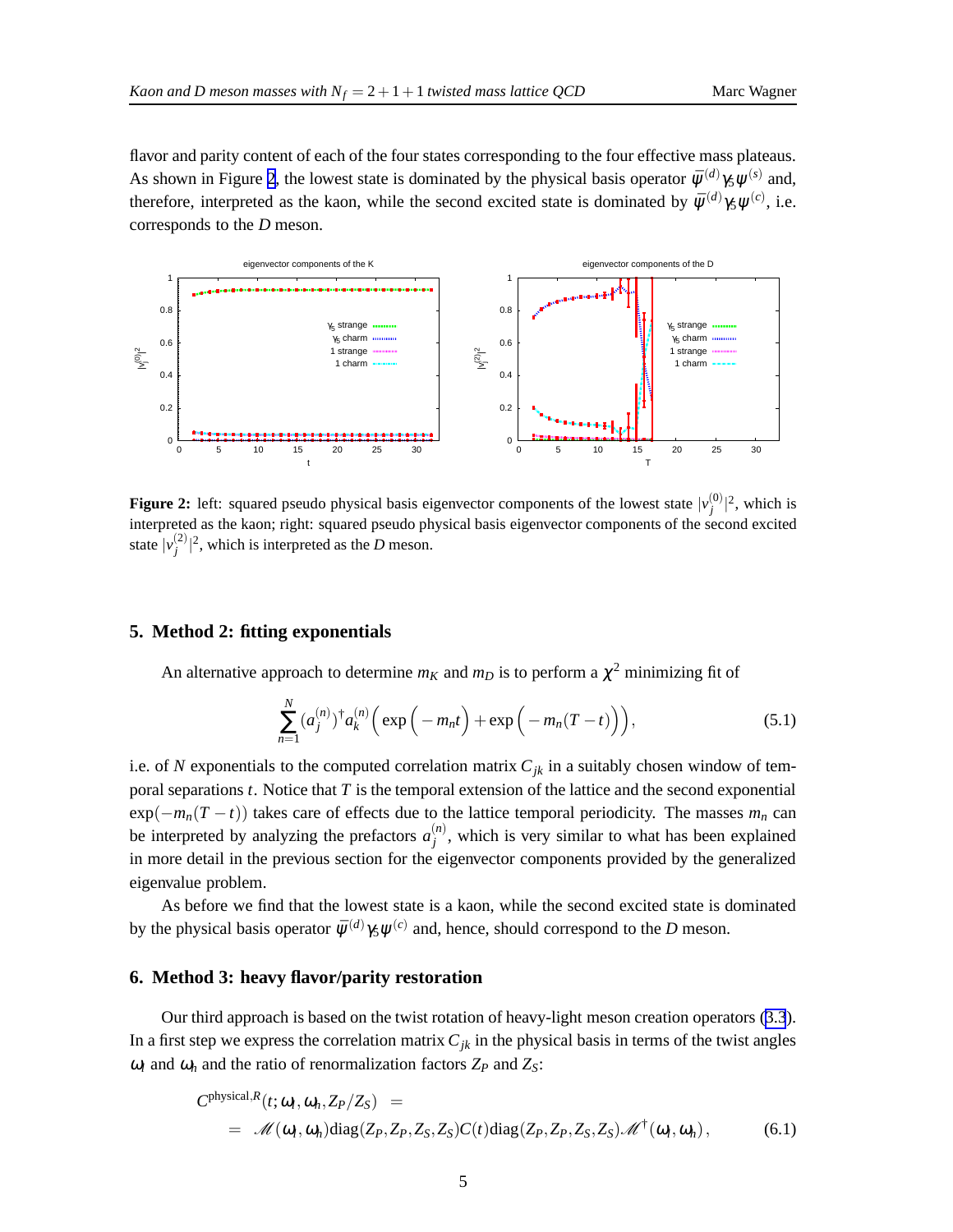flavor and parity content of each of the four states corresponding to the four effective mass plateaus. As shown in Figure 2, the lowest state is dominated by the physical basis operator $\bar{\psi}^{(d)}\gamma_5\psi^{(s)}$ and, therefore, interpreted as the kaon, while the second excited state is dominated by $\bar{\psi}^{(d)}\gamma_5\psi^{(c)}$, i.e. corresponds to the $D$ meson.

**Figure 2:** left: squared pseudo physical basis eigenvector components of the lowest state $|v_j^{(0)}|^2$, which is interpreted as the kaon; right: squared pseudo physical basis eigenvector components of the second excited state $|v_j^{(2)}|^2$, which is interpreted as the $D$ meson.

## 5. Method 2: fitting exponentials

An alternative approach to determine $m_K$ and $m_D$ is to perform a $\chi^2$ minimizing fit of

$$\sum_{n=1}^{N} (a_j^{(n)})^\dagger a_k^{(n)} \Big( \exp\Big( - m_n t\Big) + \exp\Big( - m_n (T-t)\Big)\Big), \tag{5.1}$$

i.e. of $N$ exponentials to the computed correlation matrix $C_{jk}$ in a suitably chosen window of temporal separations $t$. Notice that $T$ is the temporal extension of the lattice and the second exponential $\exp(-m_n(T-t))$ takes care of effects due to the lattice temporal periodicity. The masses $m_n$ can be interpreted by analyzing the prefactors $a_j^{(n)}$, which is very similar to what has been explained in more detail in the previous section for the eigenvector components provided by the generalized eigenvalue problem.

As before we find that the lowest state is a kaon, while the second excited state is dominated by the physical basis operator $\bar{\psi}^{(d)}\gamma_5\psi^{(c)}$ and, hence, should correspond to the $D$ meson.

## 6. Method 3: heavy flavor/parity restoration

Our third approach is based on the twist rotation of heavy-light meson creation operators (3.3). In a first step we express the correlation matrix $C_{jk}$ in the physical basis in terms of the twist angles $\omega_l$ and $\omega_h$ and the ratio of renormalization factors $Z_P$ and $Z_S$:

$$\begin{aligned} C^{\mathrm{physical},R}(t;\omega_l,\omega_h,Z_P/Z_S) &= \\ &= \mathscr{M}(\omega_l,\omega_h)\mathrm{diag}(Z_P,Z_P,Z_S,Z_S)C(t)\mathrm{diag}(Z_P,Z_P,Z_S,Z_S)\mathscr{M}^\dagger(\omega_l,\omega_h), \end{aligned} \tag{6.1}$$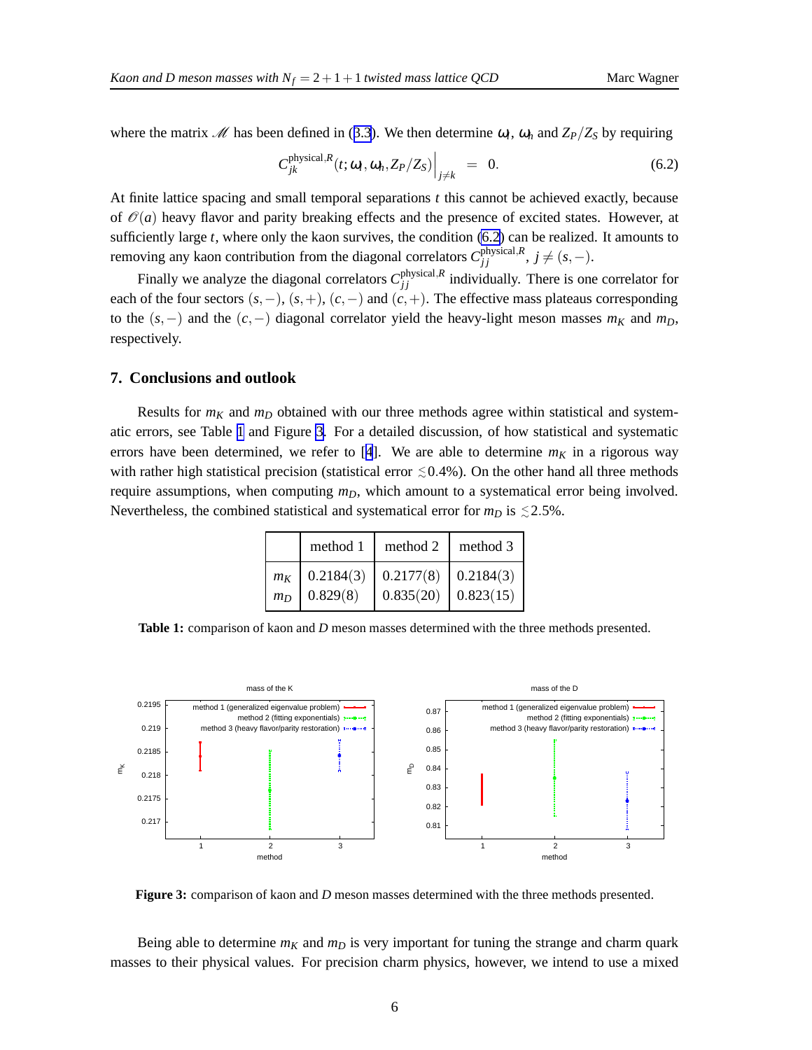where the matrix $\mathscr{M}$ has been defined in (3.3). We then determine $\omega_l$, $\omega_h$ and $Z_P/Z_S$ by requiring

$$C_{jk}^{\text{physical},R}(t;\omega_l,\omega_h,Z_P/Z_S)\Big|_{j\neq k} \;=\; 0. \tag{6.2}$$

At finite lattice spacing and small temporal separations $t$ this cannot be achieved exactly, because of $\mathscr{O}(a)$ heavy flavor and parity breaking effects and the presence of excited states. However, at sufficiently large $t$, where only the kaon survives, the condition (6.2) can be realized. It amounts to removing any kaon contribution from the diagonal correlators $C_{jj}^{\text{physical},R}$, $j \neq (s,-)$.

Finally we analyze the diagonal correlators $C_{jj}^{\text{physical},R}$ individually. There is one correlator for each of the four sectors $(s,-)$, $(s,+)$, $(c,-)$ and $(c,+)$. The effective mass plateaus corresponding to the $(s,-)$ and the $(c,-)$ diagonal correlator yield the heavy-light meson masses $m_K$ and $m_D$, respectively.

## 7. Conclusions and outlook

Results for $m_K$ and $m_D$ obtained with our three methods agree within statistical and systematic errors, see Table 1 and Figure 3. For a detailed discussion, of how statistical and systematic errors have been determined, we refer to [4]. We are able to determine $m_K$ in a rigorous way with rather high statistical precision (statistical error $\lesssim$0.4%). On the other hand all three methods require assumptions, when computing $m_D$, which amount to a systematical error being involved. Nevertheless, the combined statistical and systematical error for $m_D$ is $\lesssim$2.5%.

| | method 1 | method 2 | method 3 |
|---|---|---|---|
| $m_K$ | 0.2184(3) | 0.2177(8) | 0.2184(3) |
| $m_D$ | 0.829(8) | 0.835(20) | 0.823(15) |

**Table 1:** comparison of kaon and $D$ meson masses determined with the three methods presented.

**Figure 3:** comparison of kaon and $D$ meson masses determined with the three methods presented.

Being able to determine $m_K$ and $m_D$ is very important for tuning the strange and charm quark masses to their physical values. For precision charm physics, however, we intend to use a mixed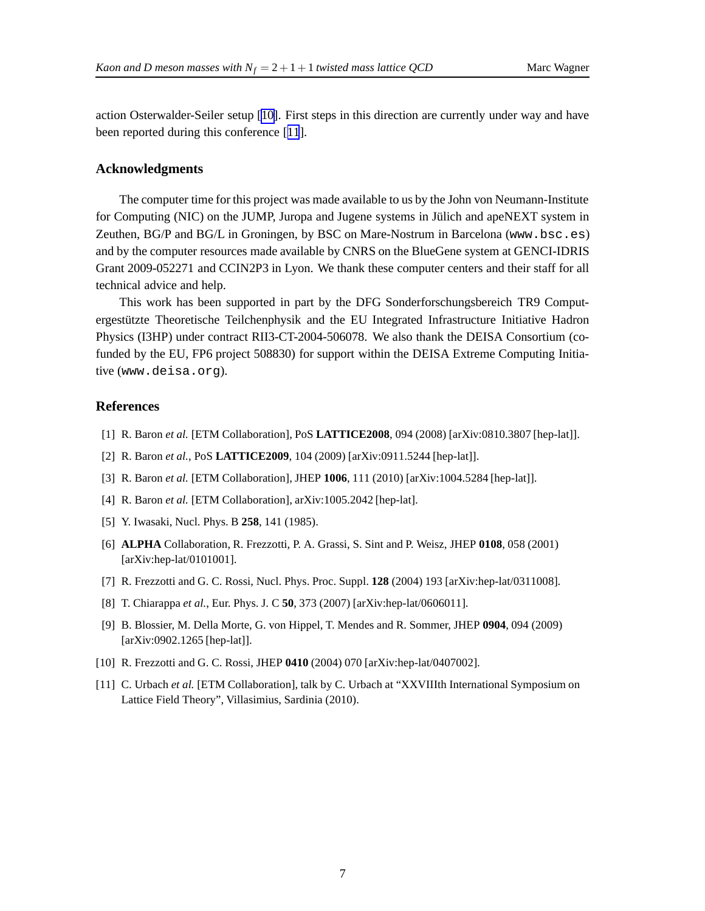action Osterwalder-Seiler setup [10]. First steps in this direction are currently under way and have been reported during this conference [11].

### Acknowledgments

The computer time for this project was made available to us by the John von Neumann-Institute for Computing (NIC) on the JUMP, Juropa and Jugene systems in Jülich and apeNEXT system in Zeuthen, BG/P and BG/L in Groningen, by BSC on Mare-Nostrum in Barcelona (`www.bsc.es`) and by the computer resources made available by CNRS on the BlueGene system at GENCI-IDRIS Grant 2009-052271 and CCIN2P3 in Lyon. We thank these computer centers and their staff for all technical advice and help.

This work has been supported in part by the DFG Sonderforschungsbereich TR9 Computergestützte Theoretische Teilchenphysik and the EU Integrated Infrastructure Initiative Hadron Physics (I3HP) under contract RII3-CT-2004-506078. We also thank the DEISA Consortium (co-funded by the EU, FP6 project 508830) for support within the DEISA Extreme Computing Initiative (`www.deisa.org`).

### References

[1] R. Baron *et al.* [ETM Collaboration], PoS **LATTICE2008**, 094 (2008) [arXiv:0810.3807 [hep-lat]].

[2] R. Baron *et al.*, PoS **LATTICE2009**, 104 (2009) [arXiv:0911.5244 [hep-lat]].

[3] R. Baron *et al.* [ETM Collaboration], JHEP **1006**, 111 (2010) [arXiv:1004.5284 [hep-lat]].

[4] R. Baron *et al.* [ETM Collaboration], arXiv:1005.2042 [hep-lat].

[5] Y. Iwasaki, Nucl. Phys. B **258**, 141 (1985).

[6] **ALPHA** Collaboration, R. Frezzotti, P. A. Grassi, S. Sint and P. Weisz, JHEP **0108**, 058 (2001) [arXiv:hep-lat/0101001].

[7] R. Frezzotti and G. C. Rossi, Nucl. Phys. Proc. Suppl. **128** (2004) 193 [arXiv:hep-lat/0311008].

[8] T. Chiarappa *et al.*, Eur. Phys. J. C **50**, 373 (2007) [arXiv:hep-lat/0606011].

[9] B. Blossier, M. Della Morte, G. von Hippel, T. Mendes and R. Sommer, JHEP **0904**, 094 (2009) [arXiv:0902.1265 [hep-lat]].

[10] R. Frezzotti and G. C. Rossi, JHEP **0410** (2004) 070 [arXiv:hep-lat/0407002].

[11] C. Urbach *et al.* [ETM Collaboration], talk by C. Urbach at "XXVIIIth International Symposium on Lattice Field Theory", Villasimius, Sardinia (2010).